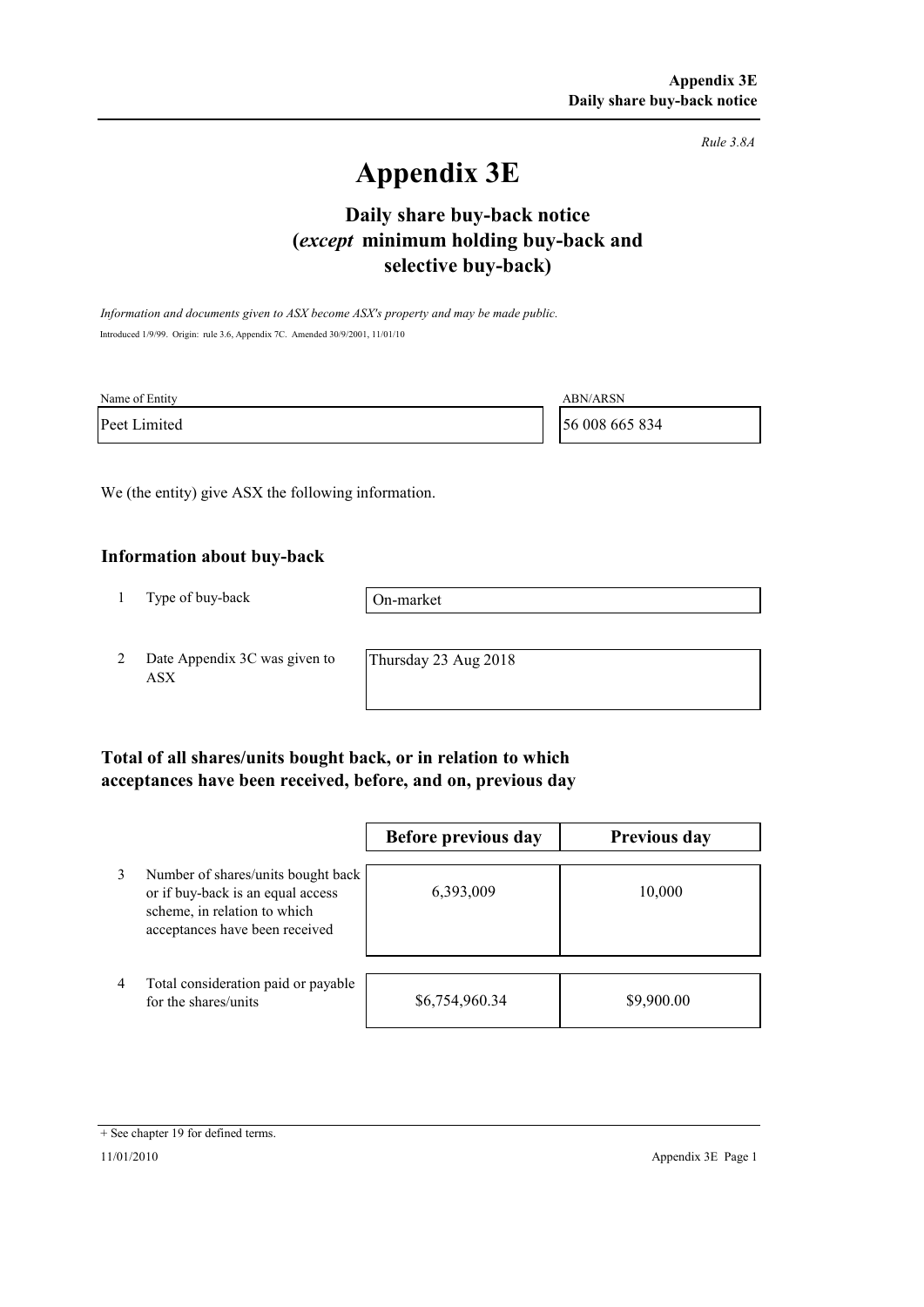*Rule 3.8A*

# Appendix 3E

## Daily share buy-back notice
## (*except* minimum holding buy-back and selective buy-back)

*Information and documents given to ASX become ASX's property and may be made public.*

Introduced 1/9/99. Origin: rule 3.6, Appendix 7C. Amended 30/9/2001, 11/01/10

| Name of Entity | ABN/ARSN |
|---|---|
| Peet Limited | 56 008 665 834 |

We (the entity) give ASX the following information.

### Information about buy-back

| | | |
|---|---|---|
| 1 | Type of buy-back | On-market |
| 2 | Date Appendix 3C was given to ASX | Thursday 23 Aug 2018 |

### Total of all shares/units bought back, or in relation to which acceptances have been received, before, and on, previous day

| | | Before previous day | Previous day |
|---|---|---|---|
| 3 | Number of shares/units bought back or if buy-back is an equal access scheme, in relation to which acceptances have been received | 6,393,009 | 10,000 |
| 4 | Total consideration paid or payable for the shares/units | $6,754,960.34 | $9,900.00 |

+ See chapter 19 for defined terms.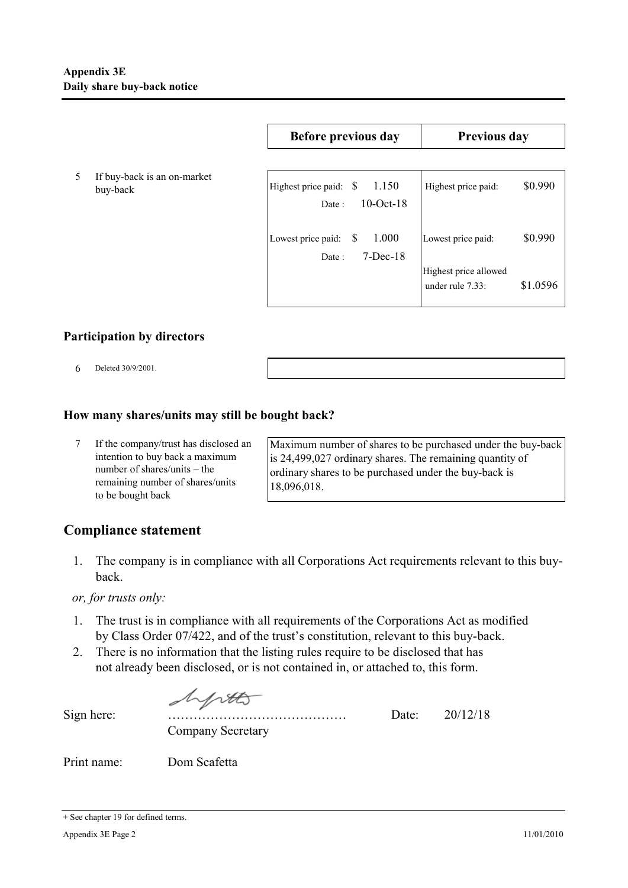**Appendix 3E**
**Daily share buy-back notice**

| | Before previous day | Previous day |
|---|---|---|
| 5 If buy-back is an on-market buy-back | Highest price paid: $ 1.150<br>Date : 10-Oct-18 | Highest price paid: $0.990 |
| | Lowest price paid: $ 1.000<br>Date : 7-Dec-18 | Lowest price paid: $0.990 |
| | | Highest price allowed under rule 7.33: $1.0596 |

### Participation by directors

| | |
|---|---|
| 6 Deleted 30/9/2001. | |

### How many shares/units may still be bought back?

| | |
|---|---|
| 7 If the company/trust has disclosed an intention to buy back a maximum number of shares/units – the remaining number of shares/units to be bought back | Maximum number of shares to be purchased under the buy-back is 24,499,027 ordinary shares. The remaining quantity of ordinary shares to be purchased under the buy-back is 18,096,018. |

## Compliance statement

1. The company is in compliance with all Corporations Act requirements relevant to this buy-back.

*or, for trusts only:*

1. The trust is in compliance with all requirements of the Corporations Act as modified by Class Order 07/422, and of the trust's constitution, relevant to this buy-back.
2. There is no information that the listing rules require to be disclosed that has not already been disclosed, or is not contained in, or attached to, this form.

Sign here: ……………………………………  Date: 20/12/18
Company Secretary

Print name: Dom Scafetta

+ See chapter 19 for defined terms.